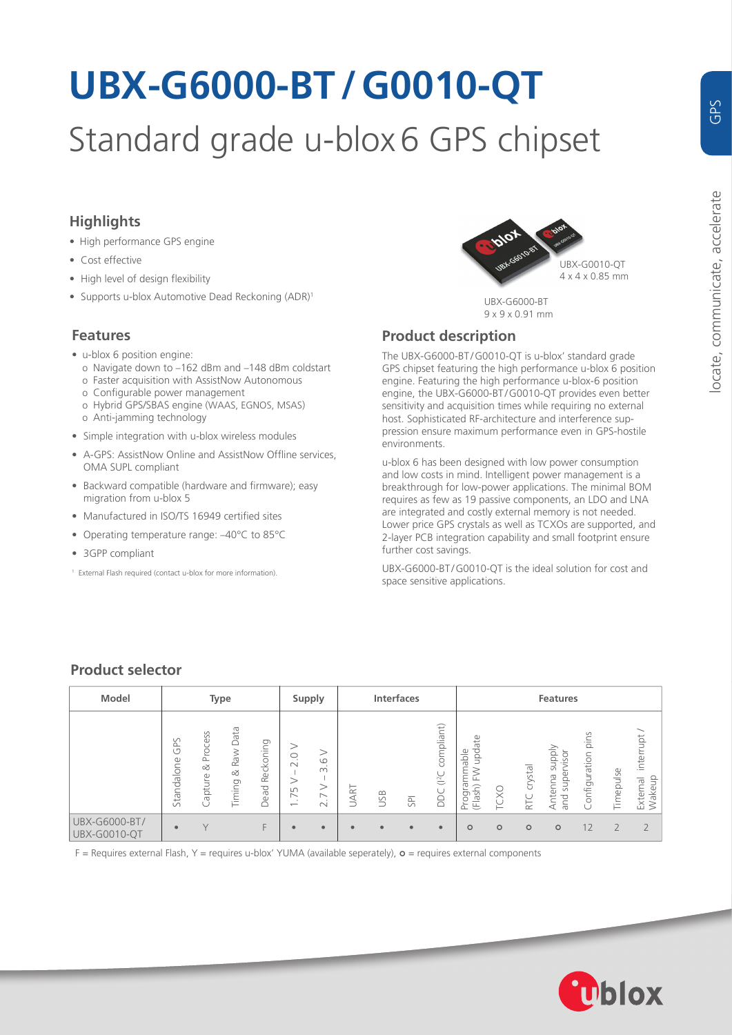# UBX-G6000-BT / G0010-QT

## Standard grade u-blox 6 GPS chipset

### Highlights

- High performance GPS engine
- Cost effective
- High level of design flexibility
- Supports u-blox Automotive Dead Reckoning (ADR)[1]

### Features

- u-blox 6 position engine:
  - o Navigate down to –162 dBm and –148 dBm coldstart
  - o Faster acquisition with AssistNow Autonomous
  - o Configurable power management
  - o Hybrid GPS/SBAS engine (WAAS, EGNOS, MSAS)
  - o Anti-jamming technology
- Simple integration with u-blox wireless modules
- A-GPS: AssistNow Online and AssistNow Offline services, OMA SUPL compliant
- Backward compatible (hardware and firmware); easy migration from u-blox 5
- Manufactured in ISO/TS 16949 certified sites
- Operating temperature range: –40°C to 85°C
- 3GPP compliant

[1] External Flash required (contact u-blox for more information).

UBX-G0010-QT
4 x 4 x 0.85 mm

UBX-G6000-BT
9 x 9 x 0.91 mm

### Product description

The UBX-G6000-BT / G0010-QT is u-blox' standard grade GPS chipset featuring the high performance u-blox 6 position engine. Featuring the high performance u-blox-6 position engine, the UBX-G6000-BT / G0010-QT provides even better sensitivity and acquisition times while requiring no external host. Sophisticated RF-architecture and interference suppression ensure maximum performance even in GPS-hostile environments.

u-blox 6 has been designed with low power consumption and low costs in mind. Intelligent power management is a breakthrough for low-power applications. The minimal BOM requires as few as 19 passive components, an LDO and LNA are integrated and costly external memory is not needed. Lower price GPS crystals as well as TCXOs are supported, and 2-layer PCB integration capability and small footprint ensure further cost savings.

UBX-G6000-BT / G0010-QT is the ideal solution for cost and space sensitive applications.

### Product selector

| Model | Type | | | | Supply | | Interfaces | | | | Features | | | | | | |
|---|---|---|---|---|---|---|---|---|---|---|---|---|---|---|---|---|---|
| | Standalone GPS | Capture & Process | Timing & Raw Data | Dead Reckoning | 1.75 V – 2.0 V | 2.7 V – 3.6 V | UART | USB | SPI | DDC (I²C compliant) | Programmable (Flash) FW update | TCXO | RTC crystal | Antenna supply and supervisor | Configuration pins | Timepulse | External interrupt / Wakeup |
| UBX-G6000-BT/ UBX-G0010-QT | • | Y | | F | • | • | • | • | • | • | o | o | o | o | 12 | 2 | 2 |

F = Requires external Flash, Y = requires u-blox' YUMA (available seperately), o = requires external components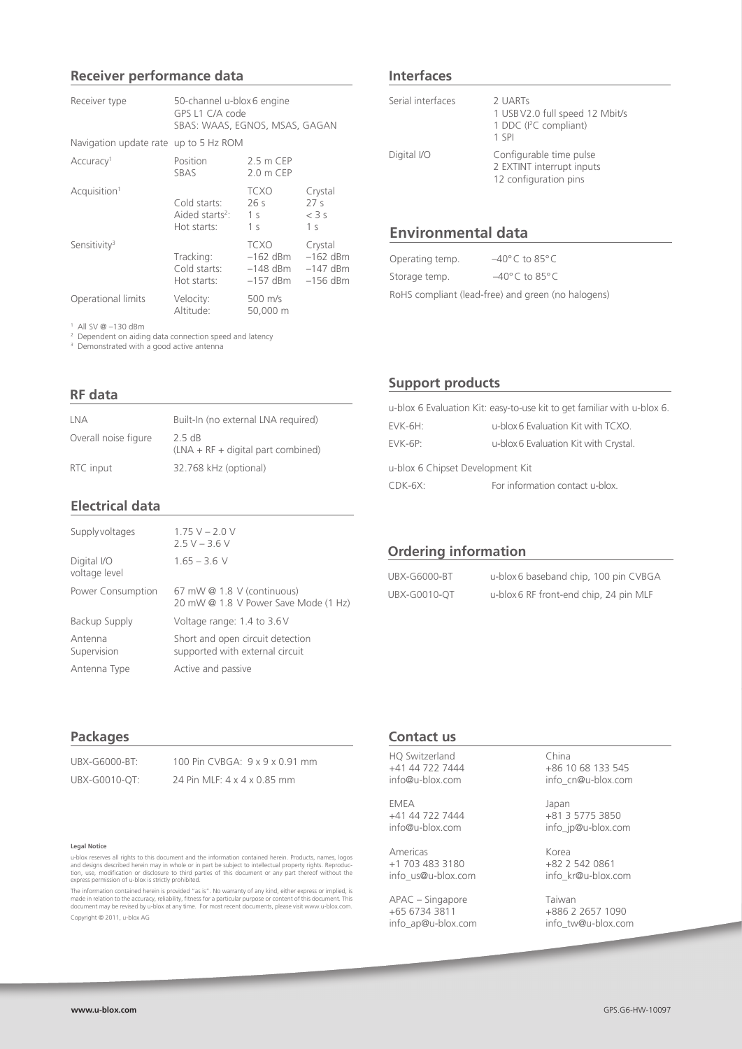## Receiver performance data

| | | | |
|---|---|---|---|
| Receiver type | 50-channel u-blox 6 engine<br>GPS L1 C/A code<br>SBAS: WAAS, EGNOS, MSAS, GAGAN | | |
| Navigation update rate | up to 5 Hz ROM | | |
| Accuracy[1] | Position<br>SBAS | 2.5 m CEP<br>2.0 m CEP | |
| Acquisition[1] | <br>Cold starts:<br>Aided starts[2]:<br>Hot starts: | TCXO<br>26 s<br>1 s<br>1 s | Crystal<br>27 s<br>< 3 s<br>1 s |
| Sensitivity[3] | <br>Tracking:<br>Cold starts:<br>Hot starts: | TCXO<br>–162 dBm<br>–148 dBm<br>–157 dBm | Crystal<br>–162 dBm<br>–147 dBm<br>–156 dBm |
| Operational limits | Velocity:<br>Altitude: | 500 m/s<br>50,000 m | |

[1] All SV @ –130 dBm
[2] Dependent on aiding data connection speed and latency
[3] Demonstrated with a good active antenna

## RF data

| | |
|---|---|
| LNA | Built-In (no external LNA required) |
| Overall noise figure | 2.5 dB<br>(LNA + RF + digital part combined) |
| RTC input | 32.768 kHz (optional) |

## Electrical data

| | |
|---|---|
| Supply voltages | 1.75 V – 2.0 V<br>2.5 V – 3.6 V |
| Digital I/O voltage level | 1.65 – 3.6 V |
| Power Consumption | 67 mW @ 1.8 V (continuous)<br>20 mW @ 1.8 V Power Save Mode (1 Hz) |
| Backup Supply | Voltage range: 1.4 to 3.6 V |
| Antenna Supervision | Short and open circuit detection supported with external circuit |
| Antenna Type | Active and passive |

## Packages

| | |
|---|---|
| UBX-G6000-BT: | 100 Pin CVBGA: 9 x 9 x 0.91 mm |
| UBX-G0010-QT: | 24 Pin MLF: 4 x 4 x 0.85 mm |

## Interfaces

| | |
|---|---|
| Serial interfaces | 2 UARTs<br>1 USB V2.0 full speed 12 Mbit/s<br>1 DDC ($I^2C$ compliant)<br>1 SPI |
| Digital I/O | Configurable time pulse<br>2 EXTINT interrupt inputs<br>12 configuration pins |

## Environmental data

| | |
|---|---|
| Operating temp. | –40°C to 85°C |
| Storage temp. | –40°C to 85°C |

RoHS compliant (lead-free) and green (no halogens)

## Support products

u-blox 6 Evaluation Kit: easy-to-use kit to get familiar with u-blox 6.

| | |
|---|---|
| EVK-6H: | u-blox 6 Evaluation Kit with TCXO. |
| EVK-6P: | u-blox 6 Evaluation Kit with Crystal. |

u-blox 6 Chipset Development Kit

| | |
|---|---|
| CDK-6X: | For information contact u-blox. |

## Ordering information

| | |
|---|---|
| UBX-G6000-BT | u-blox 6 baseband chip, 100 pin CVBGA |
| UBX-G0010-QT | u-blox 6 RF front-end chip, 24 pin MLF |

## Contact us

HQ Switzerland
+41 44 722 7444
info@u-blox.com

EMEA
+41 44 722 7444
info@u-blox.com

Americas
+1 703 483 3180
info_us@u-blox.com

APAC – Singapore
+65 6734 3811
info_ap@u-blox.com

China
+86 10 68 133 545
info_cn@u-blox.com

Japan
+81 3 5775 3850
info_jp@u-blox.com

Korea
+82 2 542 0861
info_kr@u-blox.com

Taiwan
+886 2 2657 1090
info_tw@u-blox.com

**Legal Notice**

u-blox reserves all rights to this document and the information contained herein. Products, names, logos and designs described herein may in whole or in part be subject to intellectual property rights. Reproduction, use, modification or disclosure to third parties of this document or any part thereof without the express permission of u-blox is strictly prohibited.

The information contained herein is provided "as is". No warranty of any kind, either express or implied, is made in relation to the accuracy, reliability, fitness for a particular purpose or content of this document. This document may be revised by u-blox at any time. For most recent documents, please visit www.u-blox.com.

Copyright © 2011, u-blox AG

**www.u-blox.com**

GPS.G6-HW-10097